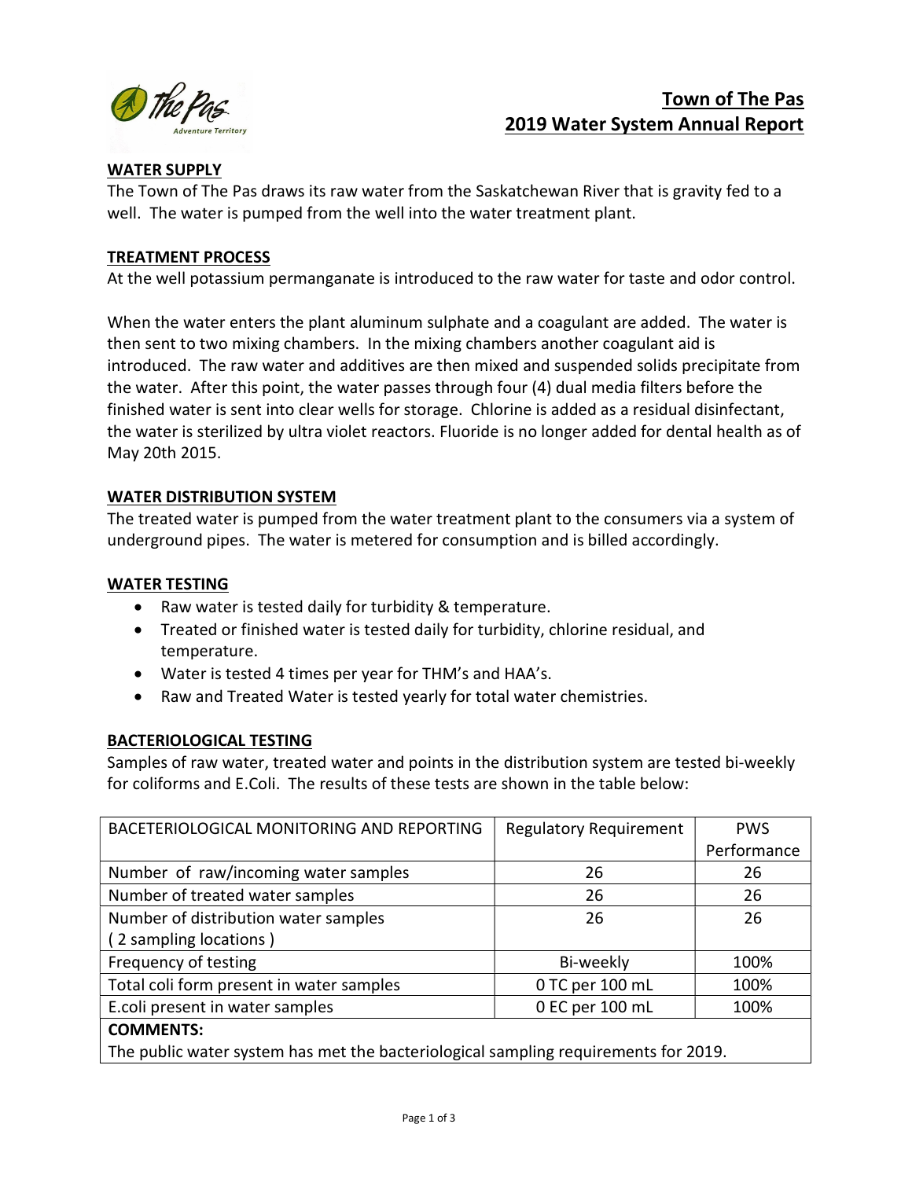# Town of The Pas
# 2019 Water System Annual Report

## WATER SUPPLY

The Town of The Pas draws its raw water from the Saskatchewan River that is gravity fed to a well. The water is pumped from the well into the water treatment plant.

## TREATMENT PROCESS

At the well potassium permanganate is introduced to the raw water for taste and odor control.

When the water enters the plant aluminum sulphate and a coagulant are added. The water is then sent to two mixing chambers. In the mixing chambers another coagulant aid is introduced. The raw water and additives are then mixed and suspended solids precipitate from the water. After this point, the water passes through four (4) dual media filters before the finished water is sent into clear wells for storage. Chlorine is added as a residual disinfectant, the water is sterilized by ultra violet reactors. Fluoride is no longer added for dental health as of May 20th 2015.

## WATER DISTRIBUTION SYSTEM

The treated water is pumped from the water treatment plant to the consumers via a system of underground pipes. The water is metered for consumption and is billed accordingly.

## WATER TESTING

- Raw water is tested daily for turbidity & temperature.
- Treated or finished water is tested daily for turbidity, chlorine residual, and temperature.
- Water is tested 4 times per year for THM's and HAA's.
- Raw and Treated Water is tested yearly for total water chemistries.

## BACTERIOLOGICAL TESTING

Samples of raw water, treated water and points in the distribution system are tested bi-weekly for coliforms and E.Coli. The results of these tests are shown in the table below:

| BACETERIOLOGICAL MONITORING AND REPORTING | Regulatory Requirement | PWS Performance |
|---|---|---|
| Number of raw/incoming water samples | 26 | 26 |
| Number of treated water samples | 26 | 26 |
| Number of distribution water samples ( 2 sampling locations ) | 26 | 26 |
| Frequency of testing | Bi-weekly | 100% |
| Total coli form present in water samples | 0 TC per 100 mL | 100% |
| E.coli present in water samples | 0 EC per 100 mL | 100% |
| **COMMENTS:** The public water system has met the bacteriological sampling requirements for 2019. | | |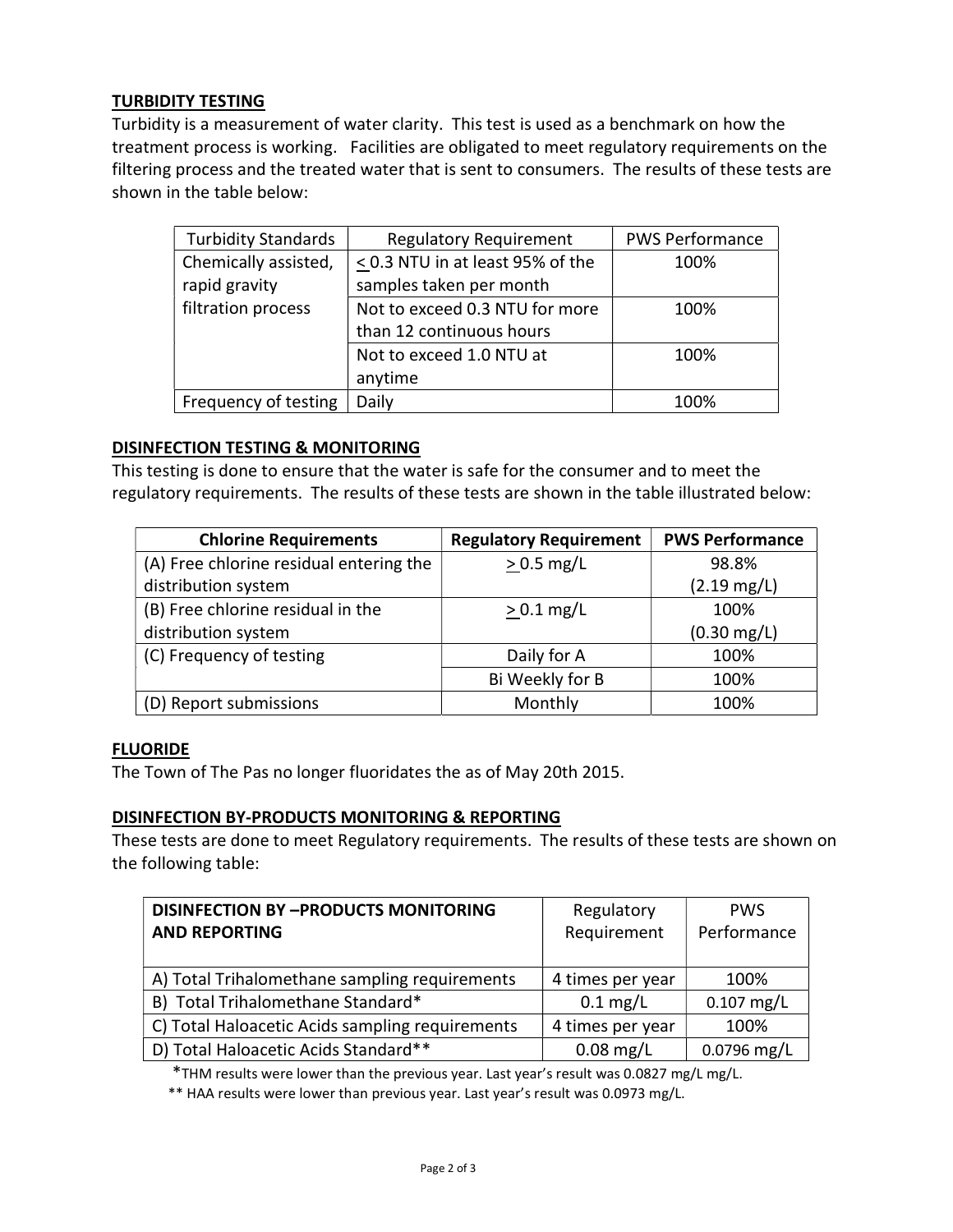## TURBIDITY TESTING

Turbidity is a measurement of water clarity. This test is used as a benchmark on how the treatment process is working. Facilities are obligated to meet regulatory requirements on the filtering process and the treated water that is sent to consumers. The results of these tests are shown in the table below:

| Turbidity Standards | Regulatory Requirement | PWS Performance |
|---|---|---|
| Chemically assisted, rapid gravity filtration process | ≤ 0.3 NTU in at least 95% of the samples taken per month | 100% |
| | Not to exceed 0.3 NTU for more than 12 continuous hours | 100% |
| | Not to exceed 1.0 NTU at anytime | 100% |
| Frequency of testing | Daily | 100% |

## DISINFECTION TESTING & MONITORING

This testing is done to ensure that the water is safe for the consumer and to meet the regulatory requirements. The results of these tests are shown in the table illustrated below:

| **Chlorine Requirements** | **Regulatory Requirement** | **PWS Performance** |
|---|---|---|
| (A) Free chlorine residual entering the distribution system | ≥ 0.5 mg/L | 98.8% (2.19 mg/L) |
| (B) Free chlorine residual in the distribution system | ≥ 0.1 mg/L | 100% (0.30 mg/L) |
| (C) Frequency of testing | Daily for A | 100% |
| | Bi Weekly for B | 100% |
| (D) Report submissions | Monthly | 100% |

## FLUORIDE

The Town of The Pas no longer fluoridates the as of May 20th 2015.

## DISINFECTION BY-PRODUCTS MONITORING & REPORTING

These tests are done to meet Regulatory requirements. The results of these tests are shown on the following table:

| **DISINFECTION BY –PRODUCTS MONITORING AND REPORTING** | Regulatory Requirement | PWS Performance |
|---|---|---|
| A) Total Trihalomethane sampling requirements | 4 times per year | 100% |
| B) Total Trihalomethane Standard* | 0.1 mg/L | 0.107 mg/L |
| C) Total Haloacetic Acids sampling requirements | 4 times per year | 100% |
| D) Total Haloacetic Acids Standard** | 0.08 mg/L | 0.0796 mg/L |

*THM results were lower than the previous year. Last year's result was 0.0827 mg/L mg/L.

** HAA results were lower than previous year. Last year's result was 0.0973 mg/L.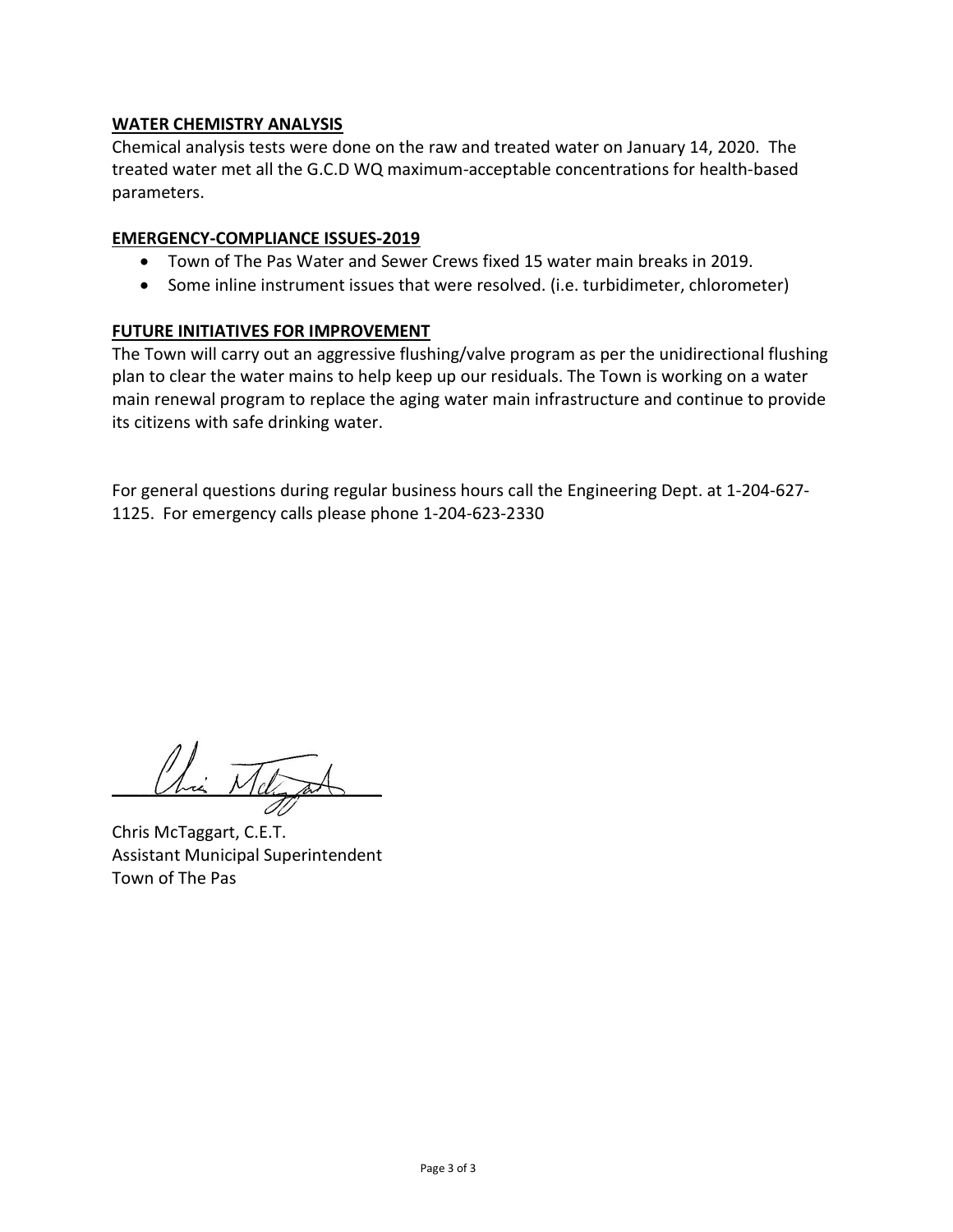**WATER CHEMISTRY ANALYSIS**

Chemical analysis tests were done on the raw and treated water on January 14, 2020. The treated water met all the G.C.D WQ maximum-acceptable concentrations for health-based parameters.

**EMERGENCY-COMPLIANCE ISSUES-2019**

- Town of The Pas Water and Sewer Crews fixed 15 water main breaks in 2019.
- Some inline instrument issues that were resolved. (i.e. turbidimeter, chlorometer)

**FUTURE INITIATIVES FOR IMPROVEMENT**

The Town will carry out an aggressive flushing/valve program as per the unidirectional flushing plan to clear the water mains to help keep up our residuals. The Town is working on a water main renewal program to replace the aging water main infrastructure and continue to provide its citizens with safe drinking water.

For general questions during regular business hours call the Engineering Dept. at 1-204-627-1125. For emergency calls please phone 1-204-623-2330

Chris McTaggart, C.E.T.
Assistant Municipal Superintendent
Town of The Pas